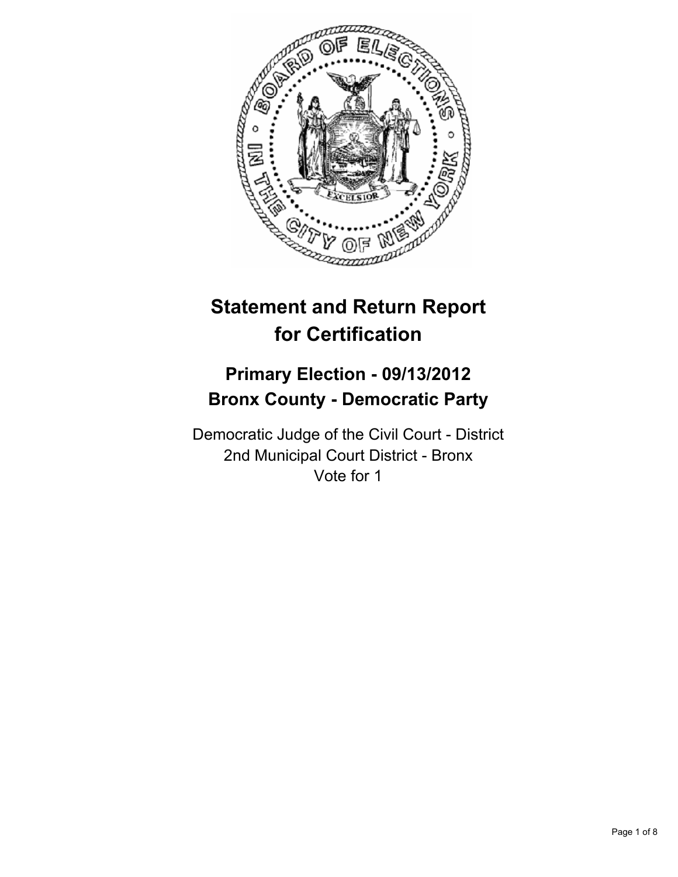# Statement and Return Report for Certification

## Primary Election - 09/13/2012
## Bronx County - Democratic Party

Democratic Judge of the Civil Court - District
2nd Municipal Court District - Bronx
Vote for 1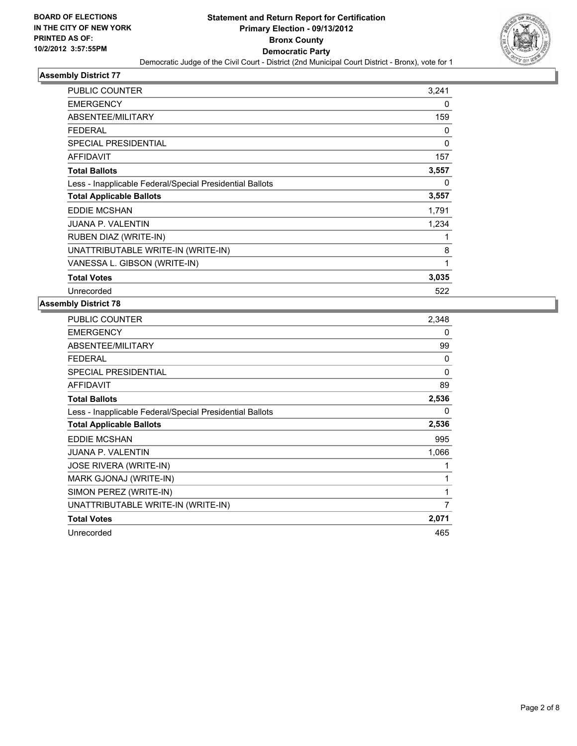**BOARD OF ELECTIONS IN THE CITY OF NEW YORK**
**PRINTED AS OF: 10/2/2012 3:57:55PM**

# Statement and Return Report for Certification
## Primary Election - 09/13/2012
## Bronx County
## Democratic Party

Democratic Judge of the Civil Court - District (2nd Municipal Court District - Bronx), vote for 1

### Assembly District 77

| | |
|---|---|
| PUBLIC COUNTER | 3,241 |
| EMERGENCY | 0 |
| ABSENTEE/MILITARY | 159 |
| FEDERAL | 0 |
| SPECIAL PRESIDENTIAL | 0 |
| AFFIDAVIT | 157 |
| **Total Ballots** | **3,557** |
| Less - Inapplicable Federal/Special Presidential Ballots | 0 |
| **Total Applicable Ballots** | **3,557** |
| EDDIE MCSHAN | 1,791 |
| JUANA P. VALENTIN | 1,234 |
| RUBEN DIAZ (WRITE-IN) | 1 |
| UNATTRIBUTABLE WRITE-IN (WRITE-IN) | 8 |
| VANESSA L. GIBSON (WRITE-IN) | 1 |
| **Total Votes** | **3,035** |
| Unrecorded | 522 |

### Assembly District 78

| | |
|---|---|
| PUBLIC COUNTER | 2,348 |
| EMERGENCY | 0 |
| ABSENTEE/MILITARY | 99 |
| FEDERAL | 0 |
| SPECIAL PRESIDENTIAL | 0 |
| AFFIDAVIT | 89 |
| **Total Ballots** | **2,536** |
| Less - Inapplicable Federal/Special Presidential Ballots | 0 |
| **Total Applicable Ballots** | **2,536** |
| EDDIE MCSHAN | 995 |
| JUANA P. VALENTIN | 1,066 |
| JOSE RIVERA (WRITE-IN) | 1 |
| MARK GJONAJ (WRITE-IN) | 1 |
| SIMON PEREZ (WRITE-IN) | 1 |
| UNATTRIBUTABLE WRITE-IN (WRITE-IN) | 7 |
| **Total Votes** | **2,071** |
| Unrecorded | 465 |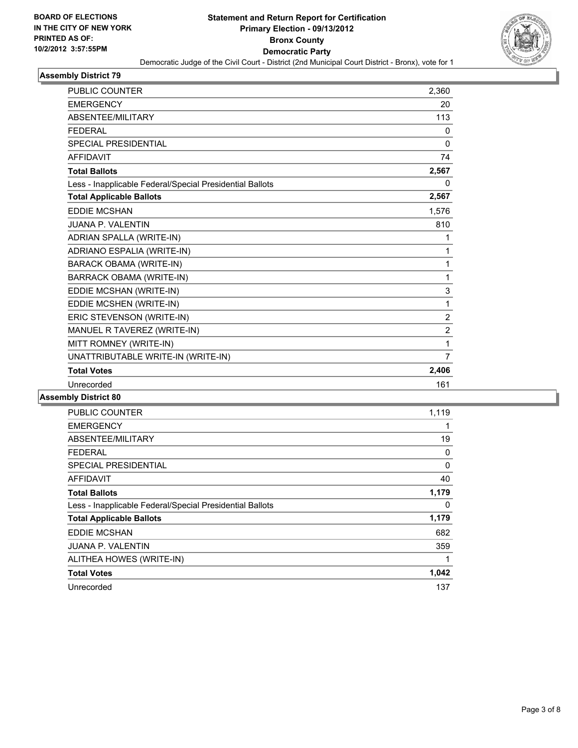BOARD OF ELECTIONS
IN THE CITY OF NEW YORK
PRINTED AS OF:
10/2/2012 3:57:55PM

# Statement and Return Report for Certification
## Primary Election - 09/13/2012
## Bronx County
## Democratic Party

Democratic Judge of the Civil Court - District (2nd Municipal Court District - Bronx), vote for 1

### Assembly District 79

| | |
|---|---|
| PUBLIC COUNTER | 2,360 |
| EMERGENCY | 20 |
| ABSENTEE/MILITARY | 113 |
| FEDERAL | 0 |
| SPECIAL PRESIDENTIAL | 0 |
| AFFIDAVIT | 74 |
| **Total Ballots** | **2,567** |
| Less - Inapplicable Federal/Special Presidential Ballots | 0 |
| **Total Applicable Ballots** | **2,567** |
| EDDIE MCSHAN | 1,576 |
| JUANA P. VALENTIN | 810 |
| ADRIAN SPALLA (WRITE-IN) | 1 |
| ADRIANO ESPALIA (WRITE-IN) | 1 |
| BARACK OBAMA (WRITE-IN) | 1 |
| BARRACK OBAMA (WRITE-IN) | 1 |
| EDDIE MCSHAN (WRITE-IN) | 3 |
| EDDIE MCSHEN (WRITE-IN) | 1 |
| ERIC STEVENSON (WRITE-IN) | 2 |
| MANUEL R TAVEREZ (WRITE-IN) | 2 |
| MITT ROMNEY (WRITE-IN) | 1 |
| UNATTRIBUTABLE WRITE-IN (WRITE-IN) | 7 |
| **Total Votes** | **2,406** |
| Unrecorded | 161 |

### Assembly District 80

| | |
|---|---|
| PUBLIC COUNTER | 1,119 |
| EMERGENCY | 1 |
| ABSENTEE/MILITARY | 19 |
| FEDERAL | 0 |
| SPECIAL PRESIDENTIAL | 0 |
| AFFIDAVIT | 40 |
| **Total Ballots** | **1,179** |
| Less - Inapplicable Federal/Special Presidential Ballots | 0 |
| **Total Applicable Ballots** | **1,179** |
| EDDIE MCSHAN | 682 |
| JUANA P. VALENTIN | 359 |
| ALITHEA HOWES (WRITE-IN) | 1 |
| **Total Votes** | **1,042** |
| Unrecorded | 137 |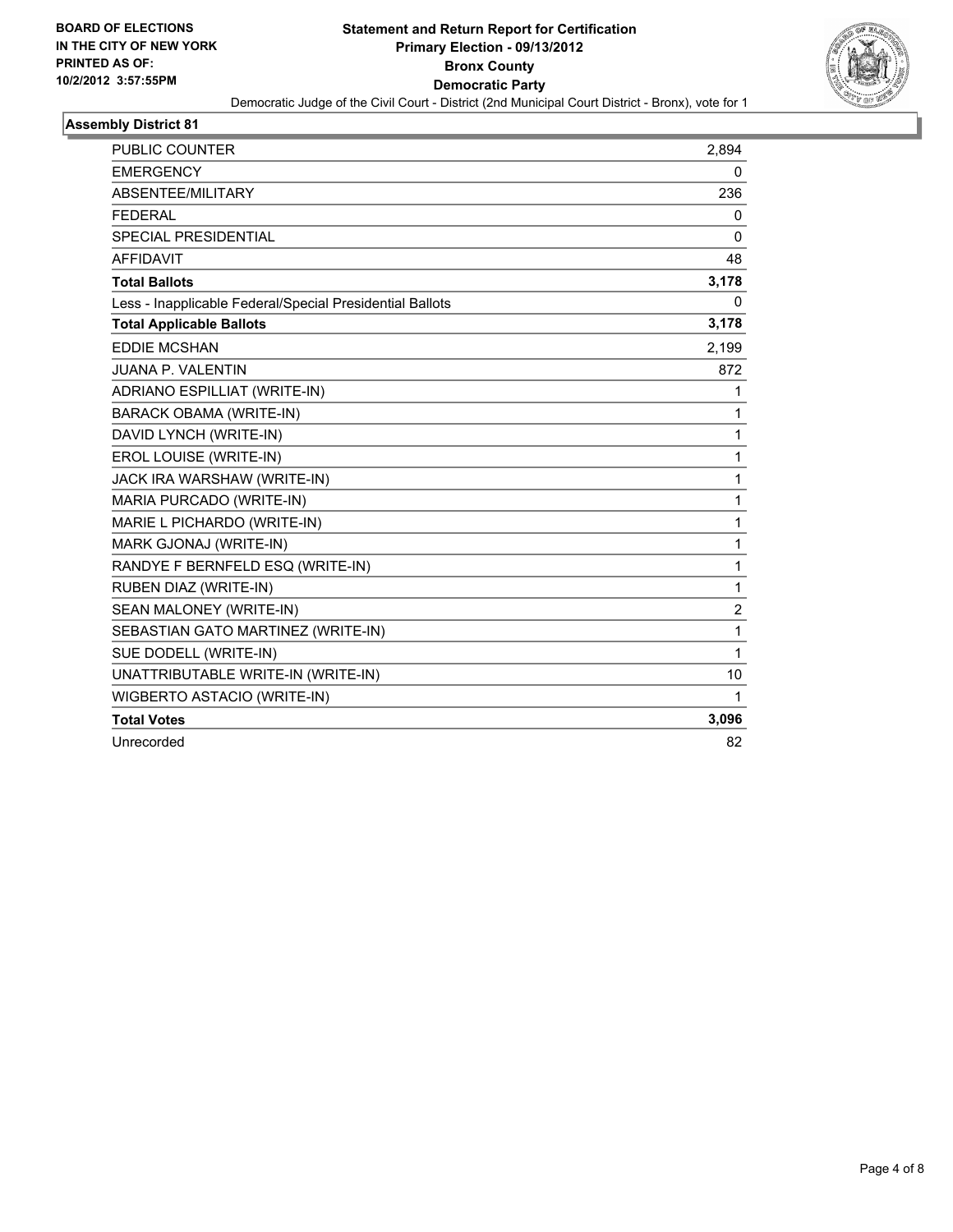**BOARD OF ELECTIONS IN THE CITY OF NEW YORK PRINTED AS OF: 10/2/2012 3:57:55PM**

**Statement and Return Report for Certification**
**Primary Election - 09/13/2012**
**Bronx County**
**Democratic Party**
Democratic Judge of the Civil Court - District (2nd Municipal Court District - Bronx), vote for 1

## Assembly District 81

| | |
|---|---|
| PUBLIC COUNTER | 2,894 |
| EMERGENCY | 0 |
| ABSENTEE/MILITARY | 236 |
| FEDERAL | 0 |
| SPECIAL PRESIDENTIAL | 0 |
| AFFIDAVIT | 48 |
| **Total Ballots** | **3,178** |
| Less - Inapplicable Federal/Special Presidential Ballots | 0 |
| **Total Applicable Ballots** | **3,178** |
| EDDIE MCSHAN | 2,199 |
| JUANA P. VALENTIN | 872 |
| ADRIANO ESPILLIAT (WRITE-IN) | 1 |
| BARACK OBAMA (WRITE-IN) | 1 |
| DAVID LYNCH (WRITE-IN) | 1 |
| EROL LOUISE (WRITE-IN) | 1 |
| JACK IRA WARSHAW (WRITE-IN) | 1 |
| MARIA PURCADO (WRITE-IN) | 1 |
| MARIE L PICHARDO (WRITE-IN) | 1 |
| MARK GJONAJ (WRITE-IN) | 1 |
| RANDYE F BERNFELD ESQ (WRITE-IN) | 1 |
| RUBEN DIAZ (WRITE-IN) | 1 |
| SEAN MALONEY (WRITE-IN) | 2 |
| SEBASTIAN GATO MARTINEZ (WRITE-IN) | 1 |
| SUE DODELL (WRITE-IN) | 1 |
| UNATTRIBUTABLE WRITE-IN (WRITE-IN) | 10 |
| WIGBERTO ASTACIO (WRITE-IN) | 1 |
| **Total Votes** | **3,096** |
| Unrecorded | 82 |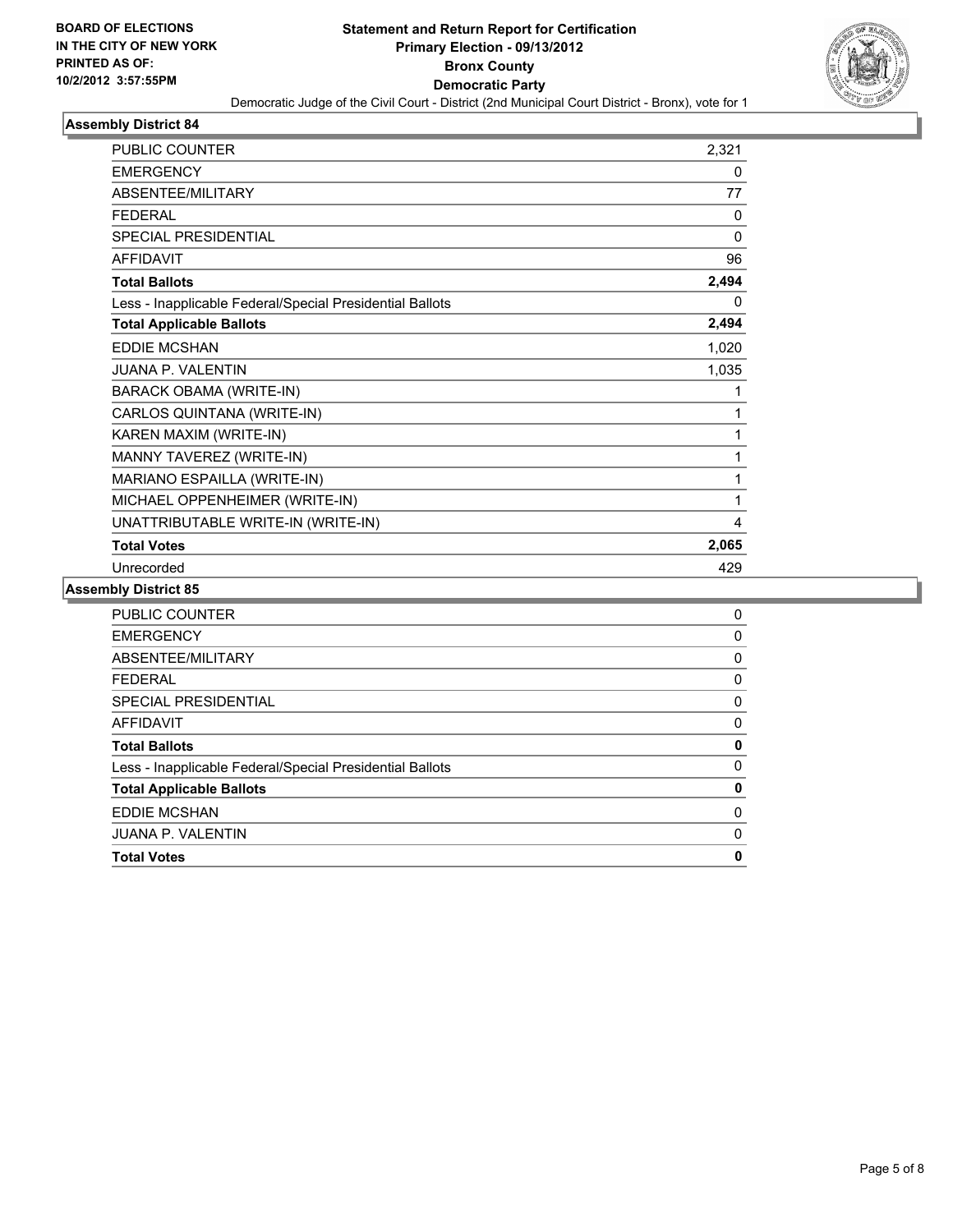**BOARD OF ELECTIONS IN THE CITY OF NEW YORK PRINTED AS OF: 10/2/2012 3:57:55PM**

# Statement and Return Report for Certification
## Primary Election - 09/13/2012
## Bronx County
## Democratic Party

Democratic Judge of the Civil Court - District (2nd Municipal Court District - Bronx), vote for 1

### Assembly District 84

| | |
|---|---|
| PUBLIC COUNTER | 2,321 |
| EMERGENCY | 0 |
| ABSENTEE/MILITARY | 77 |
| FEDERAL | 0 |
| SPECIAL PRESIDENTIAL | 0 |
| AFFIDAVIT | 96 |
| **Total Ballots** | **2,494** |
| Less - Inapplicable Federal/Special Presidential Ballots | 0 |
| **Total Applicable Ballots** | **2,494** |
| EDDIE MCSHAN | 1,020 |
| JUANA P. VALENTIN | 1,035 |
| BARACK OBAMA (WRITE-IN) | 1 |
| CARLOS QUINTANA (WRITE-IN) | 1 |
| KAREN MAXIM (WRITE-IN) | 1 |
| MANNY TAVEREZ (WRITE-IN) | 1 |
| MARIANO ESPAILLA (WRITE-IN) | 1 |
| MICHAEL OPPENHEIMER (WRITE-IN) | 1 |
| UNATTRIBUTABLE WRITE-IN (WRITE-IN) | 4 |
| **Total Votes** | **2,065** |
| Unrecorded | 429 |

### Assembly District 85

| | |
|---|---|
| PUBLIC COUNTER | 0 |
| EMERGENCY | 0 |
| ABSENTEE/MILITARY | 0 |
| FEDERAL | 0 |
| SPECIAL PRESIDENTIAL | 0 |
| AFFIDAVIT | 0 |
| **Total Ballots** | **0** |
| Less - Inapplicable Federal/Special Presidential Ballots | 0 |
| **Total Applicable Ballots** | **0** |
| EDDIE MCSHAN | 0 |
| JUANA P. VALENTIN | 0 |
| **Total Votes** | **0** |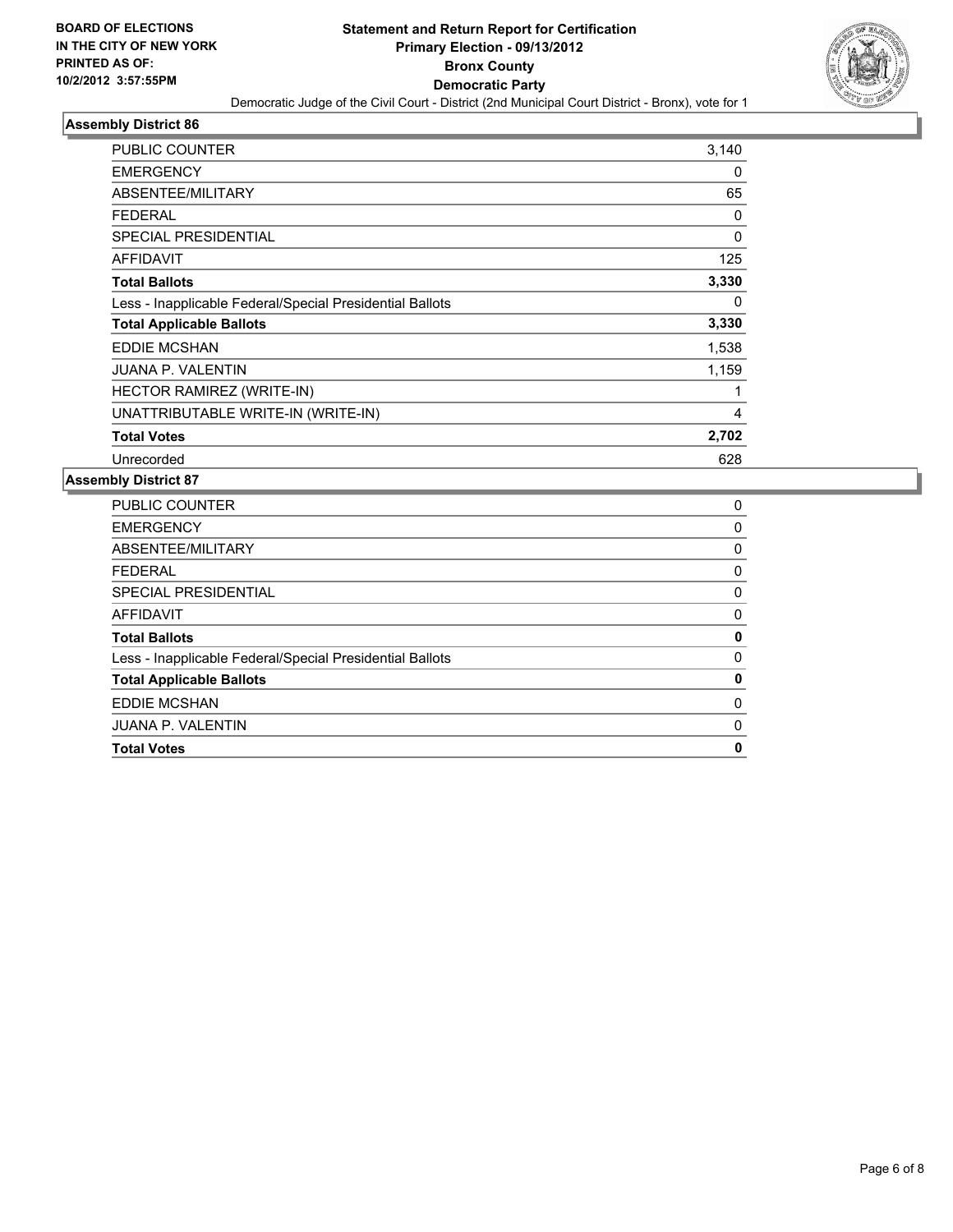**BOARD OF ELECTIONS IN THE CITY OF NEW YORK PRINTED AS OF: 10/2/2012 3:57:55PM**

# Statement and Return Report for Certification
## Primary Election - 09/13/2012
## Bronx County
## Democratic Party

Democratic Judge of the Civil Court - District (2nd Municipal Court District - Bronx), vote for 1

### Assembly District 86

| | |
|---|---|
| PUBLIC COUNTER | 3,140 |
| EMERGENCY | 0 |
| ABSENTEE/MILITARY | 65 |
| FEDERAL | 0 |
| SPECIAL PRESIDENTIAL | 0 |
| AFFIDAVIT | 125 |
| **Total Ballots** | **3,330** |
| Less - Inapplicable Federal/Special Presidential Ballots | 0 |
| **Total Applicable Ballots** | **3,330** |
| EDDIE MCSHAN | 1,538 |
| JUANA P. VALENTIN | 1,159 |
| HECTOR RAMIREZ (WRITE-IN) | 1 |
| UNATTRIBUTABLE WRITE-IN (WRITE-IN) | 4 |
| **Total Votes** | **2,702** |
| Unrecorded | 628 |

### Assembly District 87

| | |
|---|---|
| PUBLIC COUNTER | 0 |
| EMERGENCY | 0 |
| ABSENTEE/MILITARY | 0 |
| FEDERAL | 0 |
| SPECIAL PRESIDENTIAL | 0 |
| AFFIDAVIT | 0 |
| **Total Ballots** | **0** |
| Less - Inapplicable Federal/Special Presidential Ballots | 0 |
| **Total Applicable Ballots** | **0** |
| EDDIE MCSHAN | 0 |
| JUANA P. VALENTIN | 0 |
| **Total Votes** | **0** |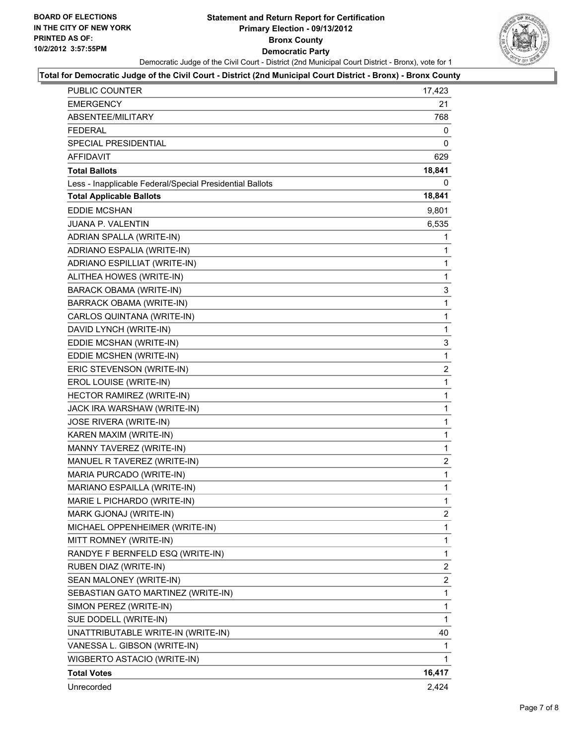**BOARD OF ELECTIONS IN THE CITY OF NEW YORK PRINTED AS OF: 10/2/2012 3:57:55PM**

# Statement and Return Report for Certification
## Primary Election - 09/13/2012
## Bronx County
## Democratic Party

Democratic Judge of the Civil Court - District (2nd Municipal Court District - Bronx), vote for 1

**Total for Democratic Judge of the Civil Court - District (2nd Municipal Court District - Bronx) - Bronx County**

| | |
|---|---|
| PUBLIC COUNTER | 17,423 |
| EMERGENCY | 21 |
| ABSENTEE/MILITARY | 768 |
| FEDERAL | 0 |
| SPECIAL PRESIDENTIAL | 0 |
| AFFIDAVIT | 629 |
| **Total Ballots** | **18,841** |
| Less - Inapplicable Federal/Special Presidential Ballots | 0 |
| **Total Applicable Ballots** | **18,841** |
| EDDIE MCSHAN | 9,801 |
| JUANA P. VALENTIN | 6,535 |
| ADRIAN SPALLA (WRITE-IN) | 1 |
| ADRIANO ESPALIA (WRITE-IN) | 1 |
| ADRIANO ESPILLIAT (WRITE-IN) | 1 |
| ALITHEA HOWES (WRITE-IN) | 1 |
| BARACK OBAMA (WRITE-IN) | 3 |
| BARRACK OBAMA (WRITE-IN) | 1 |
| CARLOS QUINTANA (WRITE-IN) | 1 |
| DAVID LYNCH (WRITE-IN) | 1 |
| EDDIE MCSHAN (WRITE-IN) | 3 |
| EDDIE MCSHEN (WRITE-IN) | 1 |
| ERIC STEVENSON (WRITE-IN) | 2 |
| EROL LOUISE (WRITE-IN) | 1 |
| HECTOR RAMIREZ (WRITE-IN) | 1 |
| JACK IRA WARSHAW (WRITE-IN) | 1 |
| JOSE RIVERA (WRITE-IN) | 1 |
| KAREN MAXIM (WRITE-IN) | 1 |
| MANNY TAVEREZ (WRITE-IN) | 1 |
| MANUEL R TAVEREZ (WRITE-IN) | 2 |
| MARIA PURCADO (WRITE-IN) | 1 |
| MARIANO ESPAILLA (WRITE-IN) | 1 |
| MARIE L PICHARDO (WRITE-IN) | 1 |
| MARK GJONAJ (WRITE-IN) | 2 |
| MICHAEL OPPENHEIMER (WRITE-IN) | 1 |
| MITT ROMNEY (WRITE-IN) | 1 |
| RANDYE F BERNFELD ESQ (WRITE-IN) | 1 |
| RUBEN DIAZ (WRITE-IN) | 2 |
| SEAN MALONEY (WRITE-IN) | 2 |
| SEBASTIAN GATO MARTINEZ (WRITE-IN) | 1 |
| SIMON PEREZ (WRITE-IN) | 1 |
| SUE DODELL (WRITE-IN) | 1 |
| UNATTRIBUTABLE WRITE-IN (WRITE-IN) | 40 |
| VANESSA L. GIBSON (WRITE-IN) | 1 |
| WIGBERTO ASTACIO (WRITE-IN) | 1 |
| **Total Votes** | **16,417** |
| Unrecorded | 2,424 |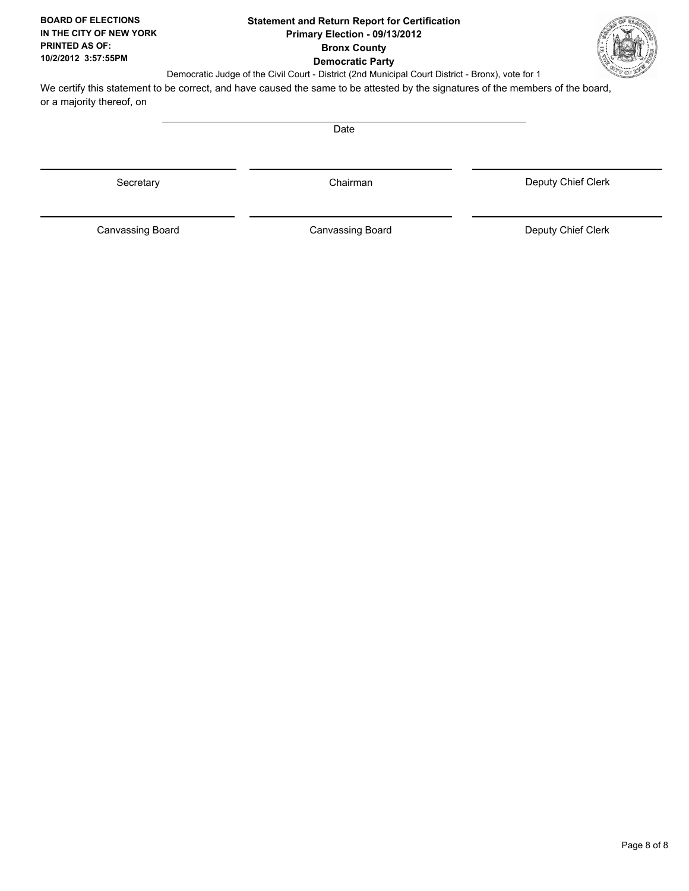**BOARD OF ELECTIONS IN THE CITY OF NEW YORK**
**PRINTED AS OF:**
**10/2/2012 3:57:55PM**

**Statement and Return Report for Certification**
**Primary Election - 09/13/2012**
**Bronx County**
**Democratic Party**

Democratic Judge of the Civil Court - District (2nd Municipal Court District - Bronx), vote for 1

We certify this statement to be correct, and have caused the same to be attested by the signatures of the members of the board, or a majority thereof, on

\_\_\_\_\_\_\_\_\_\_\_\_\_\_\_\_\_\_\_\_\_\_\_\_\_\_\_\_\_\_\_\_\_\_\_\_\_\_\_\_
Date

| | | |
|---|---|---|
| Secretary | Chairman | Deputy Chief Clerk |
| Canvassing Board | Canvassing Board | Deputy Chief Clerk |